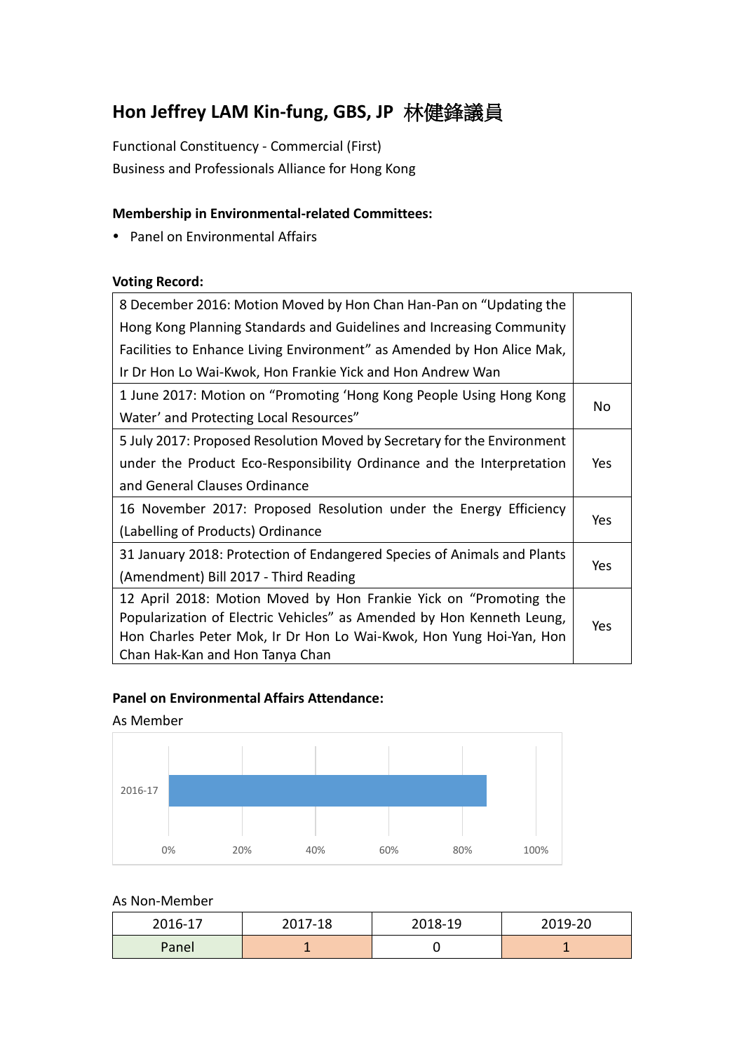# Hon Jeffrey LAM Kin-fung, GBS, JP 林健鋒議員

Functional Constituency - Commercial (First)
Business and Professionals Alliance for Hong Kong

**Membership in Environmental-related Committees:**

- Panel on Environmental Affairs

**Voting Record:**

| Motion | Vote |
|---|---|
| 8 December 2016: Motion Moved by Hon Chan Han-Pan on "Updating the Hong Kong Planning Standards and Guidelines and Increasing Community Facilities to Enhance Living Environment" as Amended by Hon Alice Mak, Ir Dr Hon Lo Wai-Kwok, Hon Frankie Yick and Hon Andrew Wan | |
| 1 June 2017: Motion on "Promoting 'Hong Kong People Using Hong Kong Water' and Protecting Local Resources" | No |
| 5 July 2017: Proposed Resolution Moved by Secretary for the Environment under the Product Eco-Responsibility Ordinance and the Interpretation and General Clauses Ordinance | Yes |
| 16 November 2017: Proposed Resolution under the Energy Efficiency (Labelling of Products) Ordinance | Yes |
| 31 January 2018: Protection of Endangered Species of Animals and Plants (Amendment) Bill 2017 - Third Reading | Yes |
| 12 April 2018: Motion Moved by Hon Frankie Yick on "Promoting the Popularization of Electric Vehicles" as Amended by Hon Kenneth Leung, Hon Charles Peter Mok, Ir Dr Hon Lo Wai-Kwok, Hon Yung Hoi-Yan, Hon Chan Hak-Kan and Hon Tanya Chan | Yes |

**Panel on Environmental Affairs Attendance:**

As Member

| Year | Attendance |
|---|---|
| 2016-17 | ~87% |

As Non-Member

| 2016-17 | 2017-18 | 2018-19 | 2019-20 |
|---|---|---|---|
| Panel | 1 | 0 | 1 |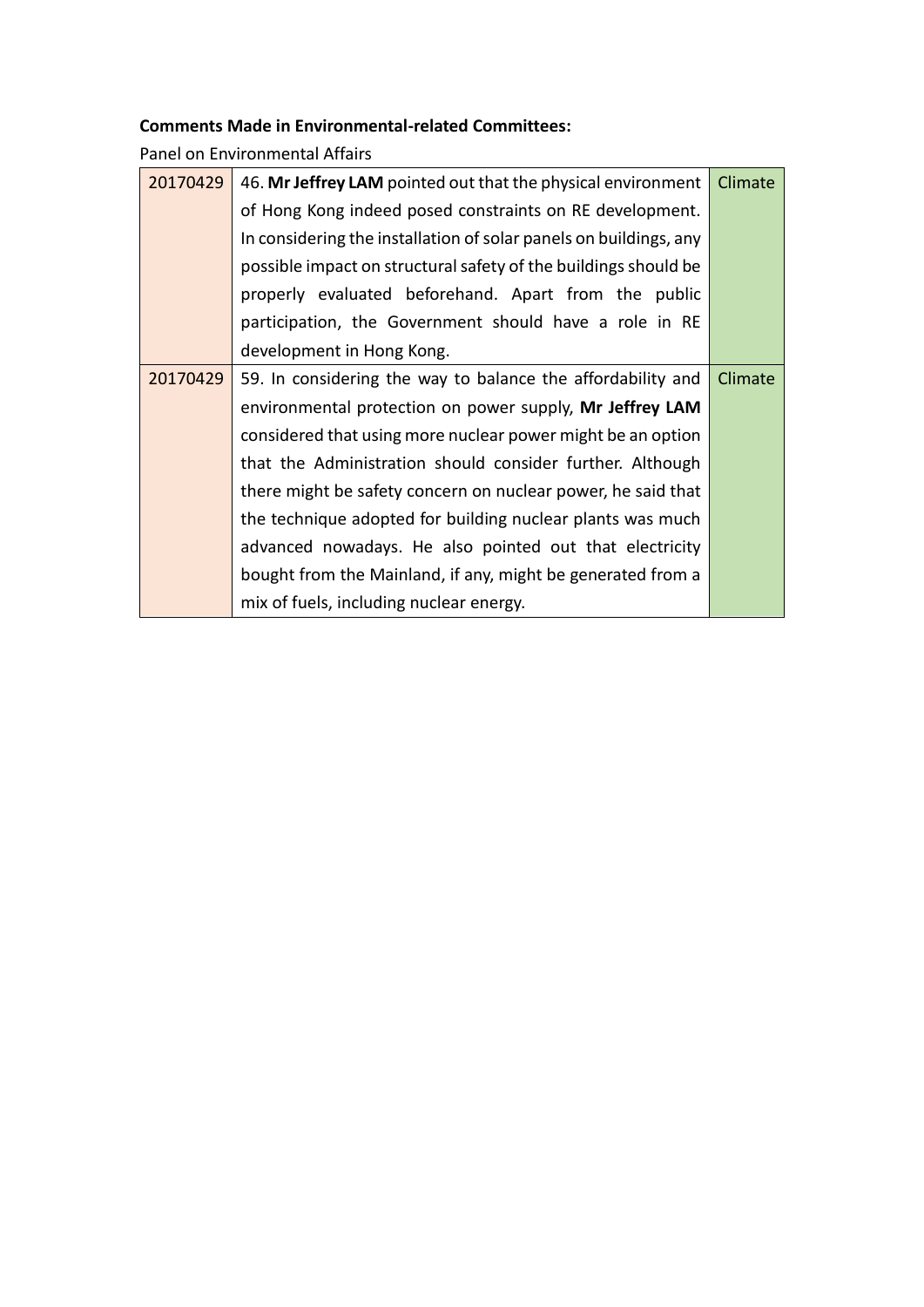**Comments Made in Environmental-related Committees:**

Panel on Environmental Affairs

| | | |
|---|---|---|
| 20170429 | 46. **Mr Jeffrey LAM** pointed out that the physical environment of Hong Kong indeed posed constraints on RE development. In considering the installation of solar panels on buildings, any possible impact on structural safety of the buildings should be properly evaluated beforehand. Apart from the public participation, the Government should have a role in RE development in Hong Kong. | Climate |
| 20170429 | 59. In considering the way to balance the affordability and environmental protection on power supply, **Mr Jeffrey LAM** considered that using more nuclear power might be an option that the Administration should consider further. Although there might be safety concern on nuclear power, he said that the technique adopted for building nuclear plants was much advanced nowadays. He also pointed out that electricity bought from the Mainland, if any, might be generated from a mix of fuels, including nuclear energy. | Climate |